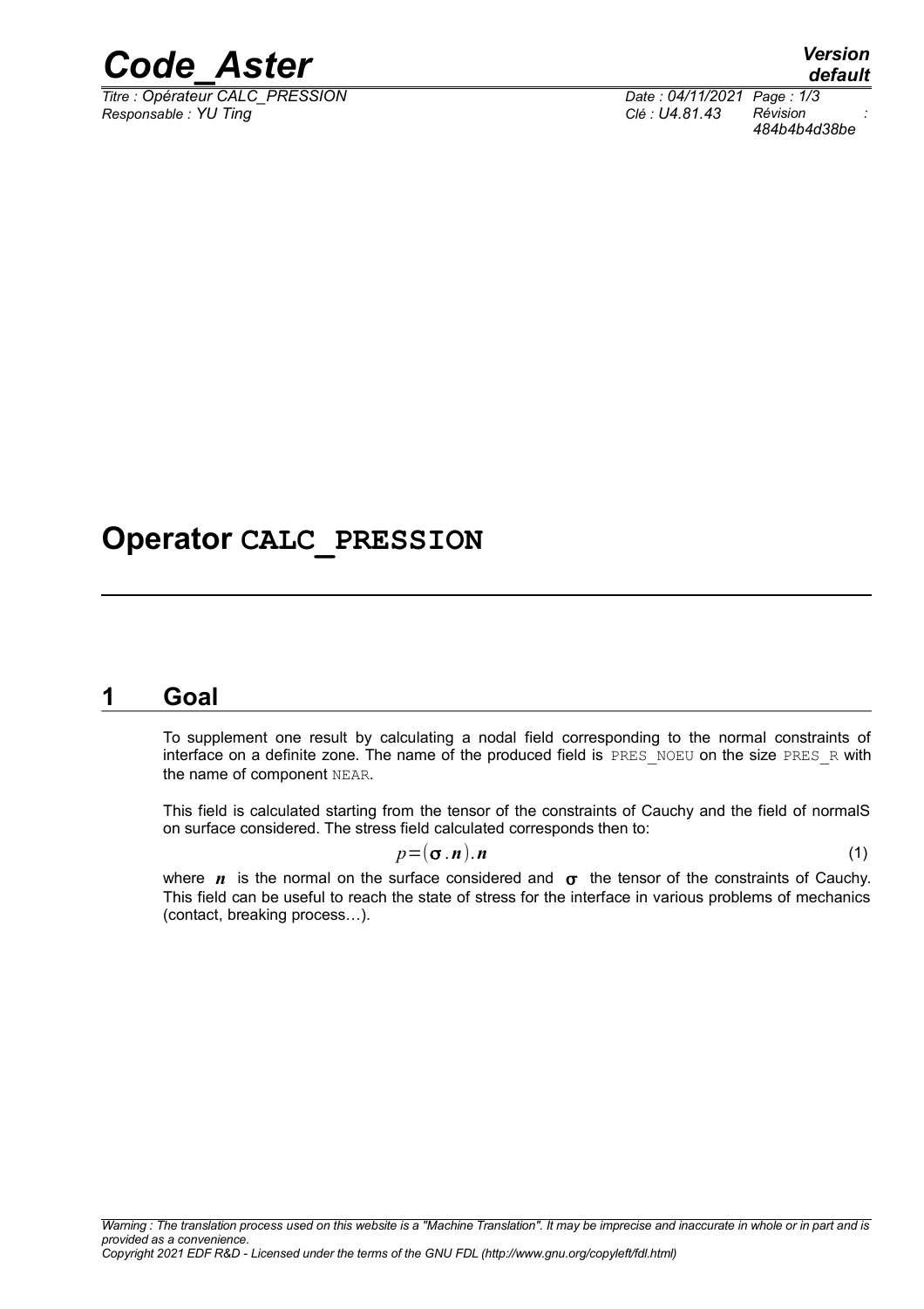# Operator CALC_PRESSION

## 1 Goal

To supplement one result by calculating a nodal field corresponding to the normal constraints of interface on a definite zone. The name of the produced field is PRES_NOEU on the size PRES_R with the name of component NEAR.

This field is calculated starting from the tensor of the constraints of Cauchy and the field of normalS on surface considered. The stress field calculated corresponds then to:

$$p=(\boldsymbol{\sigma}.\boldsymbol{n}).\boldsymbol{n} \tag{1}$$

where $\boldsymbol{n}$ is the normal on the surface considered and $\boldsymbol{\sigma}$ the tensor of the constraints of Cauchy. This field can be useful to reach the state of stress for the interface in various problems of mechanics (contact, breaking process…).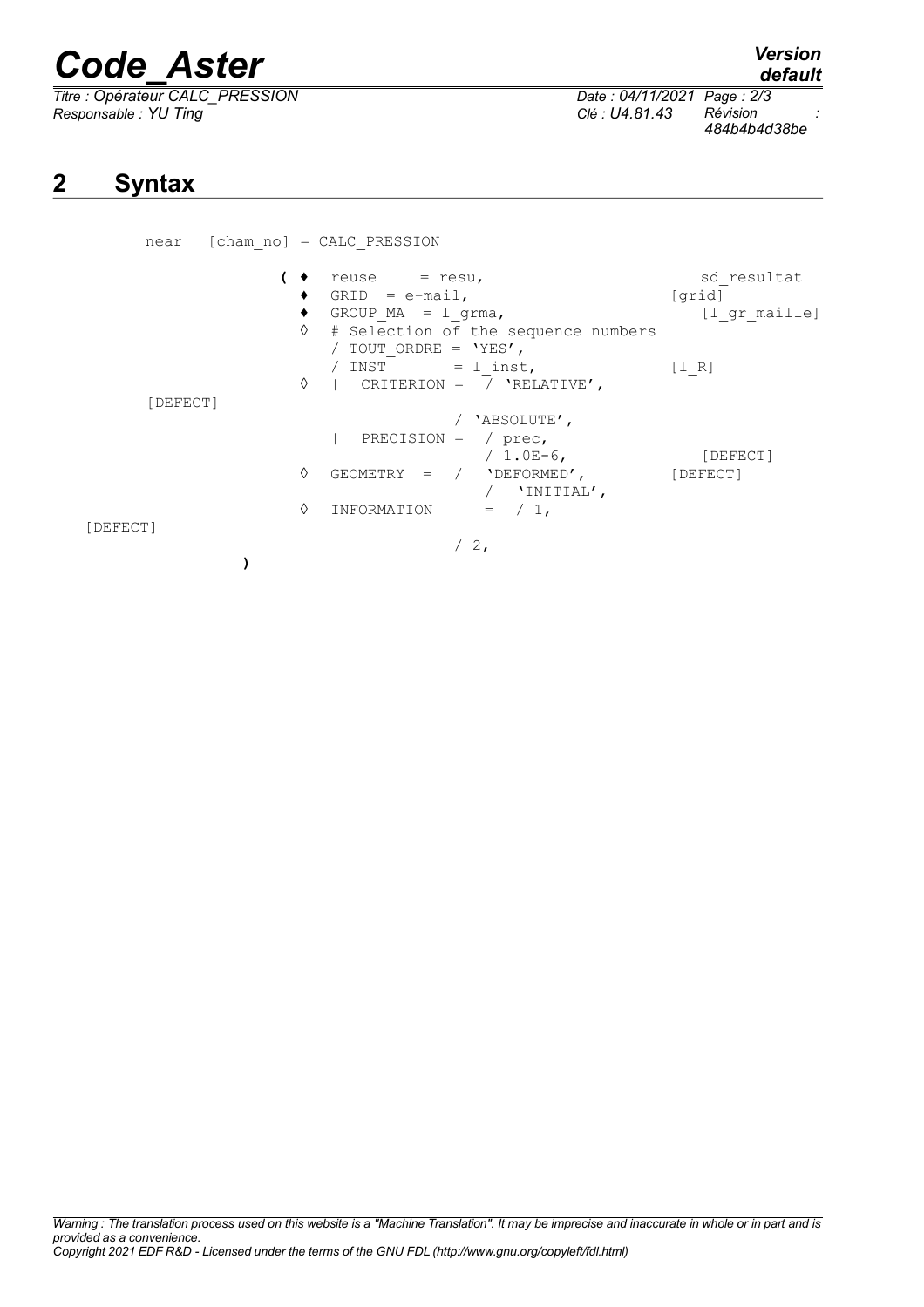## 2 Syntax

```
near   [cham_no] = CALC_PRESSION

               ( ♦  reuse     = resu,                         sd_resultat
                 ♦  GRID  = e-mail,                         [grid]
                 ♦  GROUP_MA  = l_grma,                       [l_gr_maille]
                 ◊  # Selection of the sequence numbers
                    / TOUT_ORDRE = 'YES',
                    / INST       = l_inst,                  [l_R]
                 ◊  |  CRITERION =  / 'RELATIVE',
       [DEFECT]
                                    / 'ABSOLUTE',
                    |  PRECISION =  / prec,
                                    / 1.0E-6,                 [DEFECT]
                 ◊  GEOMETRY  =  /  'DEFORMED',             [DEFECT]
                                 /   'INITIAL',
                 ◊  INFORMATION     =  / 1,
   [DEFECT]
                                       / 2,
               )
```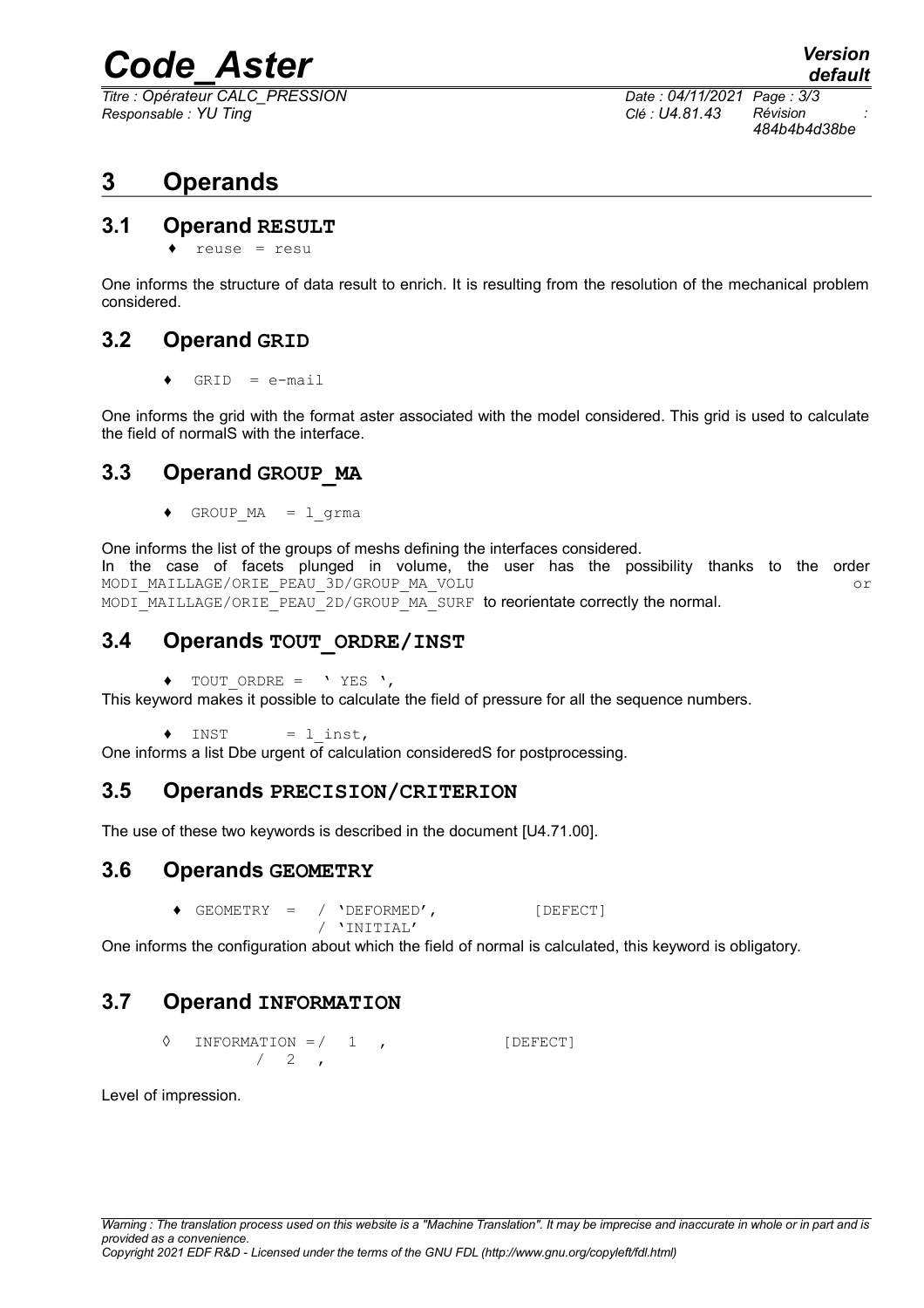# 3 Operands

## 3.1 Operand RESULT

♦ reuse = resu

One informs the structure of data result to enrich. It is resulting from the resolution of the mechanical problem considered.

## 3.2 Operand GRID

♦ GRID = e-mail

One informs the grid with the format aster associated with the model considered. This grid is used to calculate the field of normalS with the interface.

## 3.3 Operand GROUP_MA

♦ GROUP_MA = l_grma

One informs the list of the groups of meshs defining the interfaces considered.
In the case of facets plunged in volume, the user has the possibility thanks to the order MODI_MAILLAGE/ORIE_PEAU_3D/GROUP_MA_VOLU or MODI_MAILLAGE/ORIE_PEAU_2D/GROUP_MA_SURF to reorientate correctly the normal.

## 3.4 Operands TOUT_ORDRE/INST

♦ TOUT_ORDRE = ' YES ',

This keyword makes it possible to calculate the field of pressure for all the sequence numbers.

♦ INST = l_inst,

One informs a list Dbe urgent of calculation consideredS for postprocessing.

## 3.5 Operands PRECISION/CRITERION

The use of these two keywords is described in the document [U4.71.00].

## 3.6 Operands GEOMETRY

♦ GEOMETRY = / 'DEFORMED', [DEFECT]
/ 'INITIAL'

One informs the configuration about which the field of normal is calculated, this keyword is obligatory.

## 3.7 Operand INFORMATION

◊ INFORMATION =/ 1 , [DEFECT]
/ 2 ,

Level of impression.